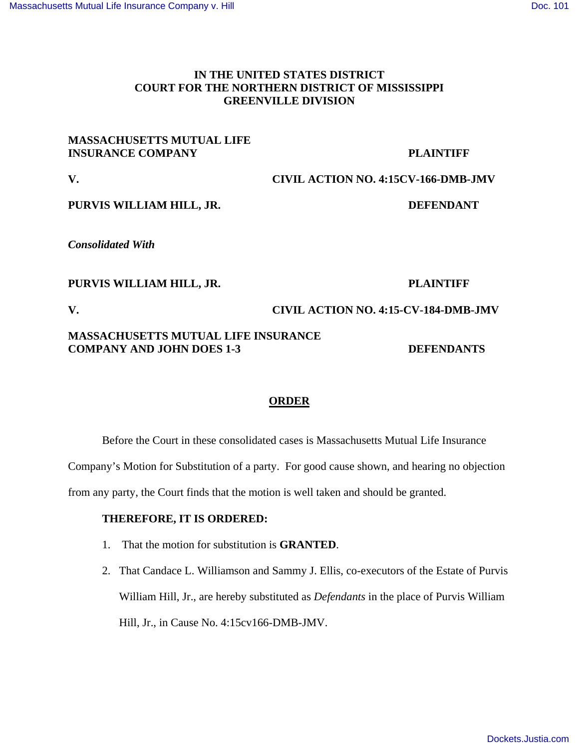**IN THE UNITED STATES DISTRICT COURT FOR THE NORTHERN DISTRICT OF MISSISSIPPI GREENVILLE DIVISION**

**MASSACHUSETTS MUTUAL LIFE INSURANCE COMPANY** — **PLAINTIFF**

**V.** — **CIVIL ACTION NO. 4:15CV-166-DMB-JMV**

**PURVIS WILLIAM HILL, JR.** — **DEFENDANT**

***Consolidated With***

**PURVIS WILLIAM HILL, JR.** — **PLAINTIFF**

**V.** — **CIVIL ACTION NO. 4:15-CV-184-DMB-JMV**

**MASSACHUSETTS MUTUAL LIFE INSURANCE COMPANY AND JOHN DOES 1-3** — **DEFENDANTS**

# ORDER

Before the Court in these consolidated cases is Massachusetts Mutual Life Insurance Company's Motion for Substitution of a party. For good cause shown, and hearing no objection from any party, the Court finds that the motion is well taken and should be granted.

**THEREFORE, IT IS ORDERED:**

1. That the motion for substitution is **GRANTED**.
2. That Candace L. Williamson and Sammy J. Ellis, co-executors of the Estate of Purvis William Hill, Jr., are hereby substituted as *Defendants* in the place of Purvis William Hill, Jr., in Cause No. 4:15cv166-DMB-JMV.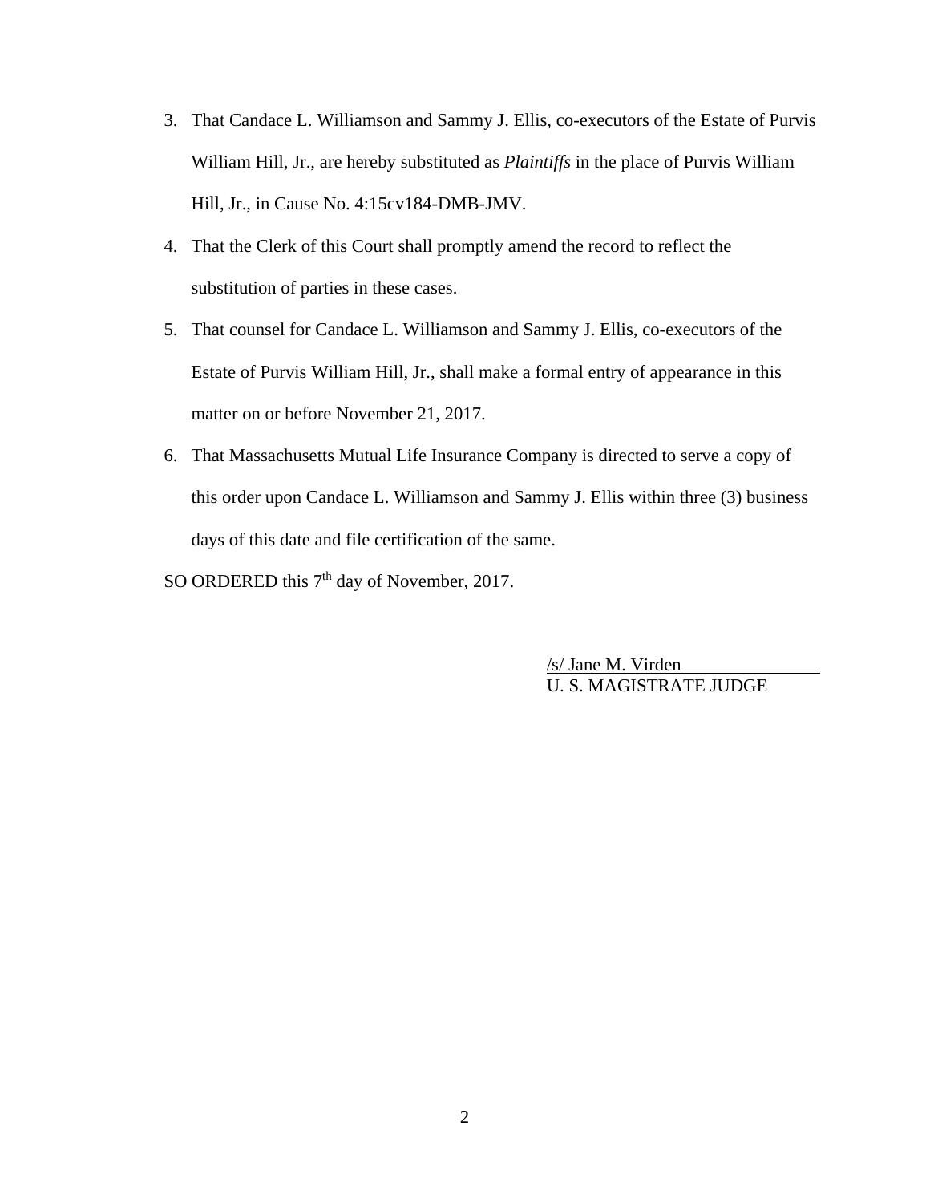3. That Candace L. Williamson and Sammy J. Ellis, co-executors of the Estate of Purvis William Hill, Jr., are hereby substituted as *Plaintiffs* in the place of Purvis William Hill, Jr., in Cause No. 4:15cv184-DMB-JMV.
4. That the Clerk of this Court shall promptly amend the record to reflect the substitution of parties in these cases.
5. That counsel for Candace L. Williamson and Sammy J. Ellis, co-executors of the Estate of Purvis William Hill, Jr., shall make a formal entry of appearance in this matter on or before November 21, 2017.
6. That Massachusetts Mutual Life Insurance Company is directed to serve a copy of this order upon Candace L. Williamson and Sammy J. Ellis within three (3) business days of this date and file certification of the same.

SO ORDERED this 7th day of November, 2017.

/s/ Jane M. Virden
U. S. MAGISTRATE JUDGE